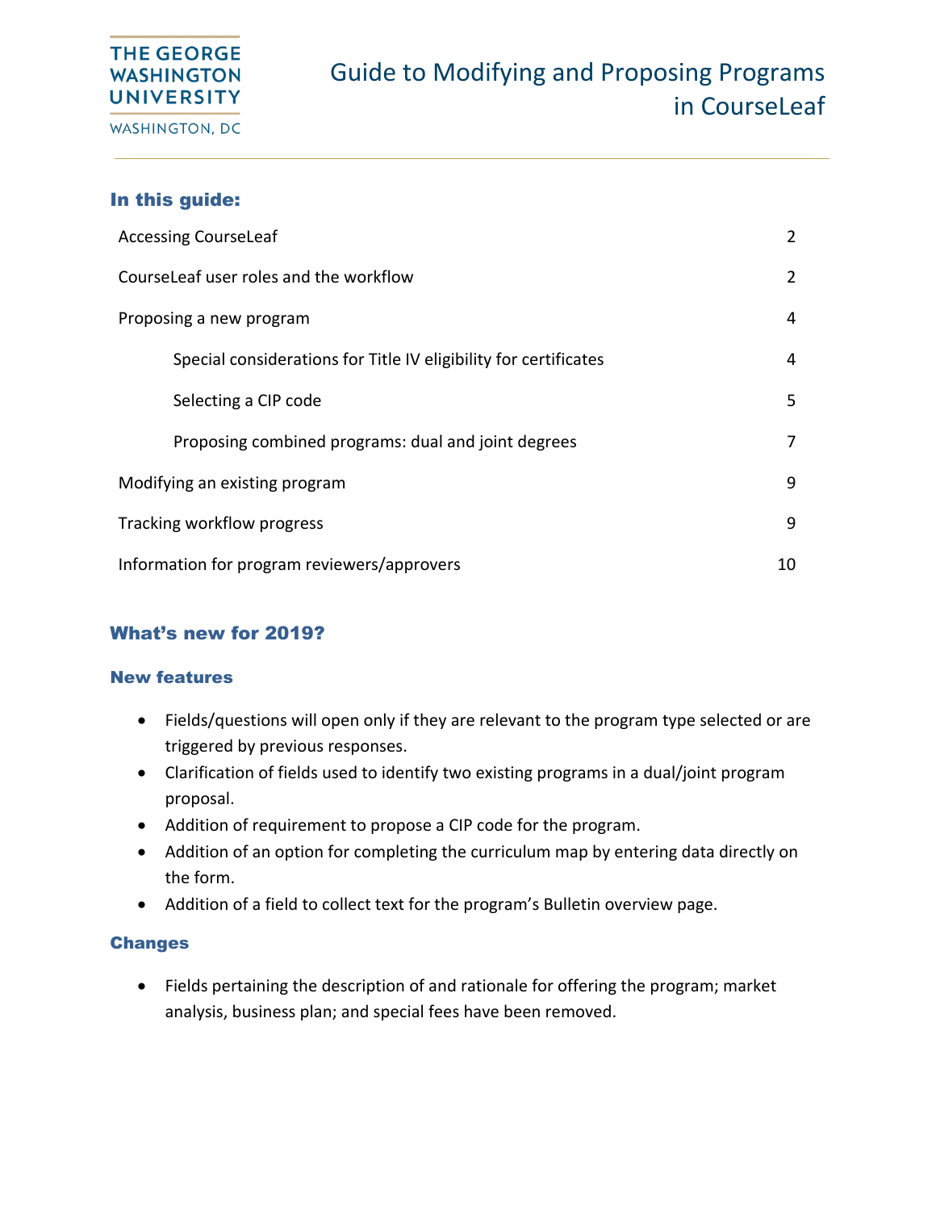THE GEORGE WASHINGTON UNIVERSITY
WASHINGTON, DC

# Guide to Modifying and Proposing Programs in CourseLeaf

## In this guide:

| | |
|---|---|
| Accessing CourseLeaf | 2 |
| CourseLeaf user roles and the workflow | 2 |
| Proposing a new program | 4 |
| Special considerations for Title IV eligibility for certificates | 4 |
| Selecting a CIP code | 5 |
| Proposing combined programs: dual and joint degrees | 7 |
| Modifying an existing program | 9 |
| Tracking workflow progress | 9 |
| Information for program reviewers/approvers | 10 |

## What's new for 2019?

### New features

- Fields/questions will open only if they are relevant to the program type selected or are triggered by previous responses.
- Clarification of fields used to identify two existing programs in a dual/joint program proposal.
- Addition of requirement to propose a CIP code for the program.
- Addition of an option for completing the curriculum map by entering data directly on the form.
- Addition of a field to collect text for the program's Bulletin overview page.

### Changes

- Fields pertaining the description of and rationale for offering the program; market analysis, business plan; and special fees have been removed.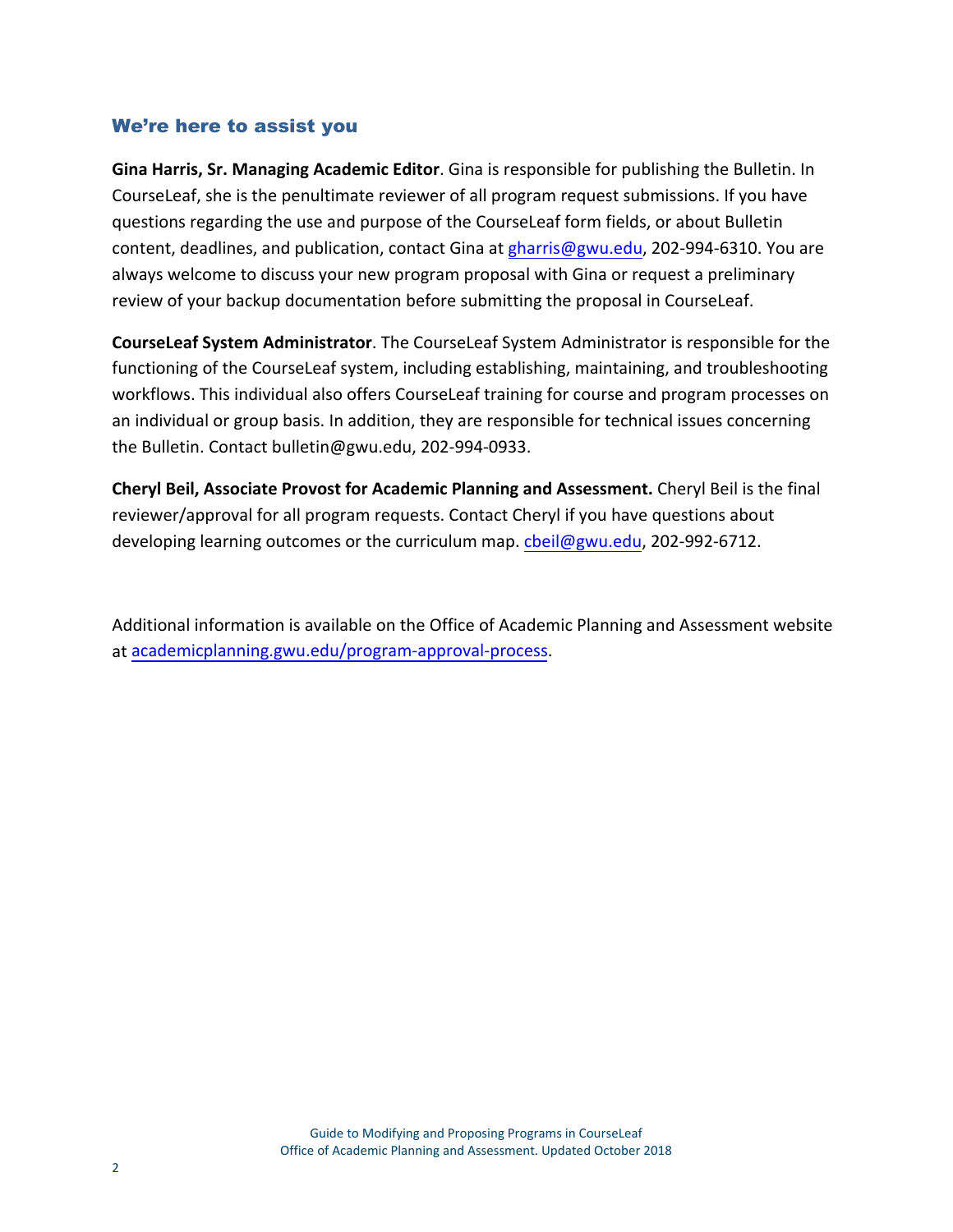## We're here to assist you

**Gina Harris, Sr. Managing Academic Editor**. Gina is responsible for publishing the Bulletin. In CourseLeaf, she is the penultimate reviewer of all program request submissions. If you have questions regarding the use and purpose of the CourseLeaf form fields, or about Bulletin content, deadlines, and publication, contact Gina at gharris@gwu.edu, 202-994-6310. You are always welcome to discuss your new program proposal with Gina or request a preliminary review of your backup documentation before submitting the proposal in CourseLeaf.

**CourseLeaf System Administrator**. The CourseLeaf System Administrator is responsible for the functioning of the CourseLeaf system, including establishing, maintaining, and troubleshooting workflows. This individual also offers CourseLeaf training for course and program processes on an individual or group basis. In addition, they are responsible for technical issues concerning the Bulletin. Contact bulletin@gwu.edu, 202-994-0933.

**Cheryl Beil, Associate Provost for Academic Planning and Assessment.** Cheryl Beil is the final reviewer/approval for all program requests. Contact Cheryl if you have questions about developing learning outcomes or the curriculum map. cbeil@gwu.edu, 202-992-6712.

Additional information is available on the Office of Academic Planning and Assessment website at academicplanning.gwu.edu/program-approval-process.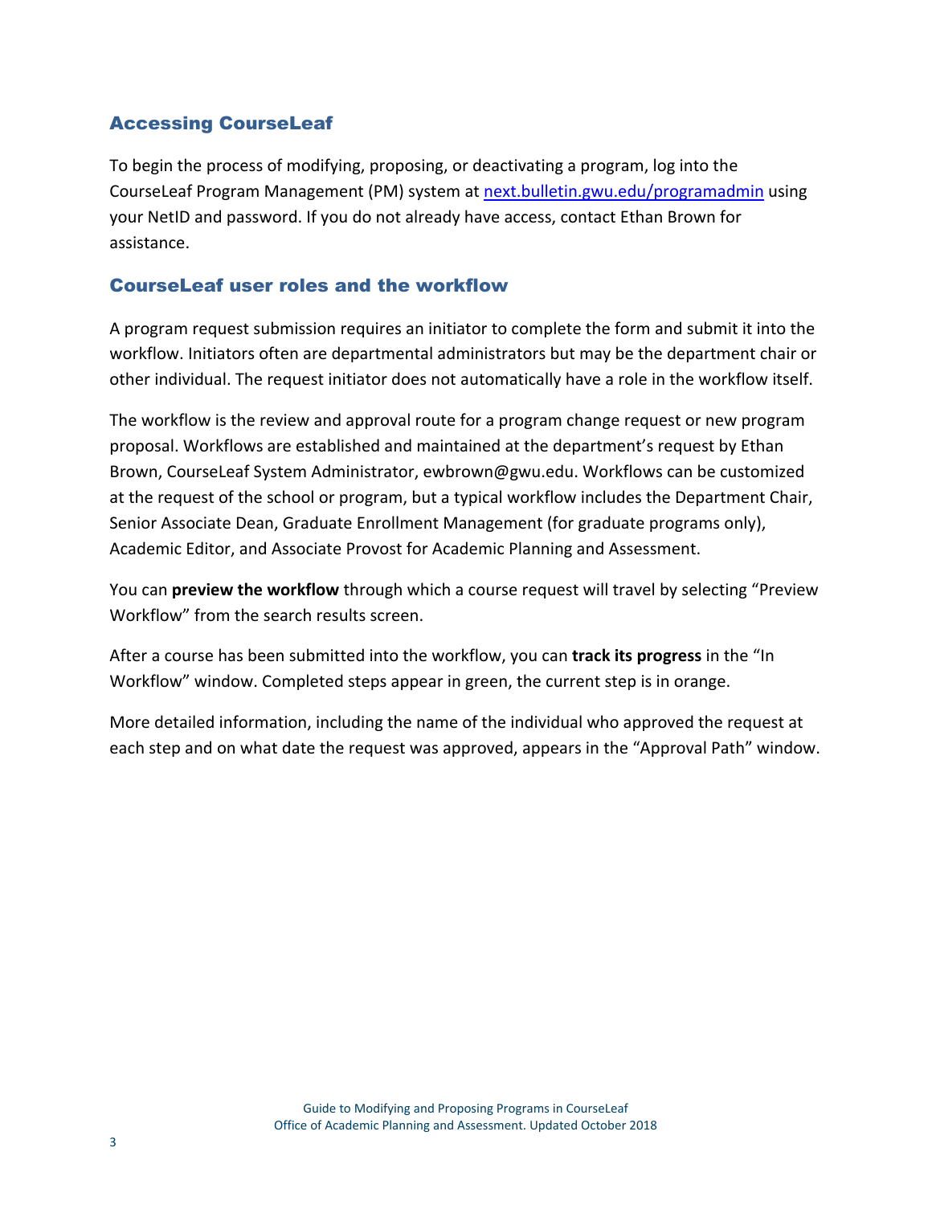## Accessing CourseLeaf

To begin the process of modifying, proposing, or deactivating a program, log into the CourseLeaf Program Management (PM) system at [next.bulletin.gwu.edu/programadmin](next.bulletin.gwu.edu/programadmin) using your NetID and password. If you do not already have access, contact Ethan Brown for assistance.

## CourseLeaf user roles and the workflow

A program request submission requires an initiator to complete the form and submit it into the workflow. Initiators often are departmental administrators but may be the department chair or other individual. The request initiator does not automatically have a role in the workflow itself.

The workflow is the review and approval route for a program change request or new program proposal. Workflows are established and maintained at the department's request by Ethan Brown, CourseLeaf System Administrator, ewbrown@gwu.edu. Workflows can be customized at the request of the school or program, but a typical workflow includes the Department Chair, Senior Associate Dean, Graduate Enrollment Management (for graduate programs only), Academic Editor, and Associate Provost for Academic Planning and Assessment.

You can **preview the workflow** through which a course request will travel by selecting "Preview Workflow" from the search results screen.

After a course has been submitted into the workflow, you can **track its progress** in the "In Workflow" window. Completed steps appear in green, the current step is in orange.

More detailed information, including the name of the individual who approved the request at each step and on what date the request was approved, appears in the "Approval Path" window.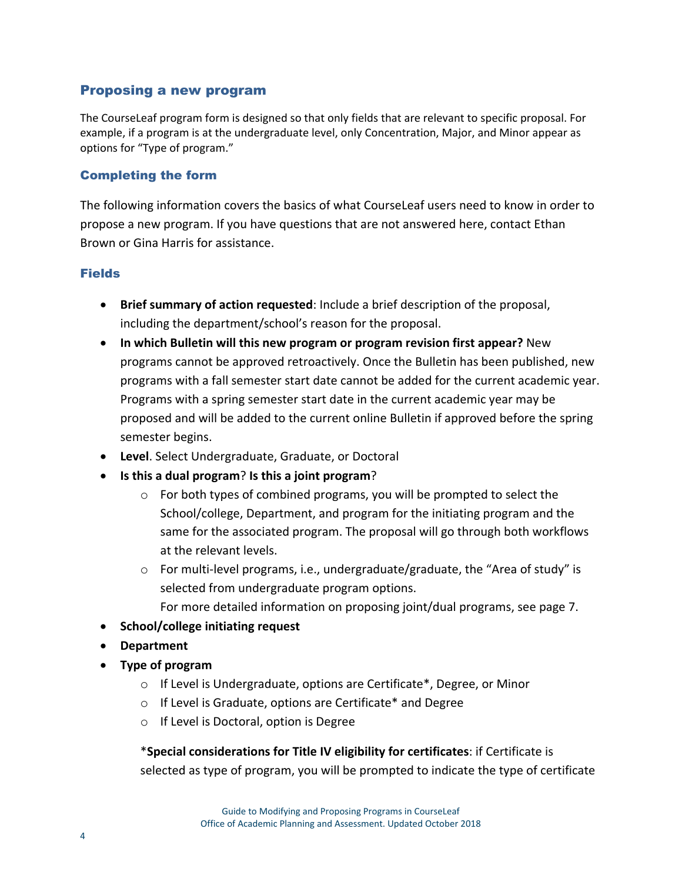## Proposing a new program

The CourseLeaf program form is designed so that only fields that are relevant to specific proposal. For example, if a program is at the undergraduate level, only Concentration, Major, and Minor appear as options for "Type of program."

### Completing the form

The following information covers the basics of what CourseLeaf users need to know in order to propose a new program. If you have questions that are not answered here, contact Ethan Brown or Gina Harris for assistance.

### Fields

- **Brief summary of action requested**: Include a brief description of the proposal, including the department/school's reason for the proposal.
- **In which Bulletin will this new program or program revision first appear?** New programs cannot be approved retroactively. Once the Bulletin has been published, new programs with a fall semester start date cannot be added for the current academic year. Programs with a spring semester start date in the current academic year may be proposed and will be added to the current online Bulletin if approved before the spring semester begins.
- **Level**. Select Undergraduate, Graduate, or Doctoral
- **Is this a dual program**? **Is this a joint program**?
    - For both types of combined programs, you will be prompted to select the School/college, Department, and program for the initiating program and the same for the associated program. The proposal will go through both workflows at the relevant levels.
    - For multi-level programs, i.e., undergraduate/graduate, the "Area of study" is selected from undergraduate program options.
      For more detailed information on proposing joint/dual programs, see page 7.
- **School/college initiating request**
- **Department**
- **Type of program**
    - If Level is Undergraduate, options are Certificate*, Degree, or Minor
    - If Level is Graduate, options are Certificate* and Degree
    - If Level is Doctoral, option is Degree

  ***Special considerations for Title IV eligibility for certificates**: if Certificate is selected as type of program, you will be prompted to indicate the type of certificate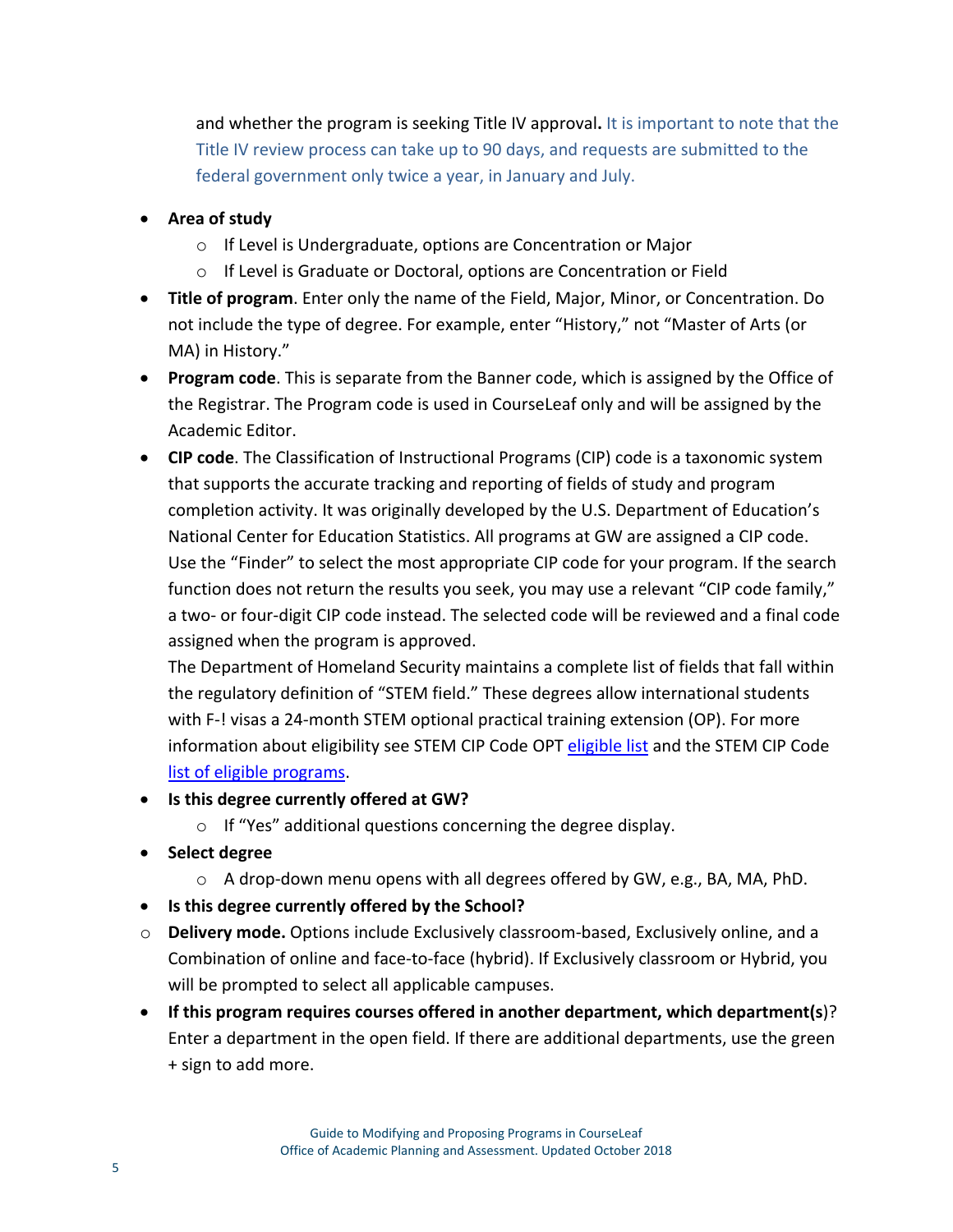and whether the program is seeking Title IV approval**.** It is important to note that the Title IV review process can take up to 90 days, and requests are submitted to the federal government only twice a year, in January and July.

- **Area of study**
  - If Level is Undergraduate, options are Concentration or Major
  - If Level is Graduate or Doctoral, options are Concentration or Field
- **Title of program**. Enter only the name of the Field, Major, Minor, or Concentration. Do not include the type of degree. For example, enter "History," not "Master of Arts (or MA) in History."
- **Program code**. This is separate from the Banner code, which is assigned by the Office of the Registrar. The Program code is used in CourseLeaf only and will be assigned by the Academic Editor.
- **CIP code**. The Classification of Instructional Programs (CIP) code is a taxonomic system that supports the accurate tracking and reporting of fields of study and program completion activity. It was originally developed by the U.S. Department of Education's National Center for Education Statistics. All programs at GW are assigned a CIP code. Use the "Finder" to select the most appropriate CIP code for your program. If the search function does not return the results you seek, you may use a relevant "CIP code family," a two- or four-digit CIP code instead. The selected code will be reviewed and a final code assigned when the program is approved.
  The Department of Homeland Security maintains a complete list of fields that fall within the regulatory definition of "STEM field." These degrees allow international students with F-! visas a 24-month STEM optional practical training extension (OP). For more information about eligibility see STEM CIP Code OPT eligible list and the STEM CIP Code list of eligible programs.
- **Is this degree currently offered at GW?**
  - If "Yes" additional questions concerning the degree display.
- **Select degree**
  - A drop-down menu opens with all degrees offered by GW, e.g., BA, MA, PhD.
- **Is this degree currently offered by the School?**
  - **Delivery mode.** Options include Exclusively classroom-based, Exclusively online, and a Combination of online and face-to-face (hybrid). If Exclusively classroom or Hybrid, you will be prompted to select all applicable campuses.
- **If this program requires courses offered in another department, which department(s**)? Enter a department in the open field. If there are additional departments, use the green + sign to add more.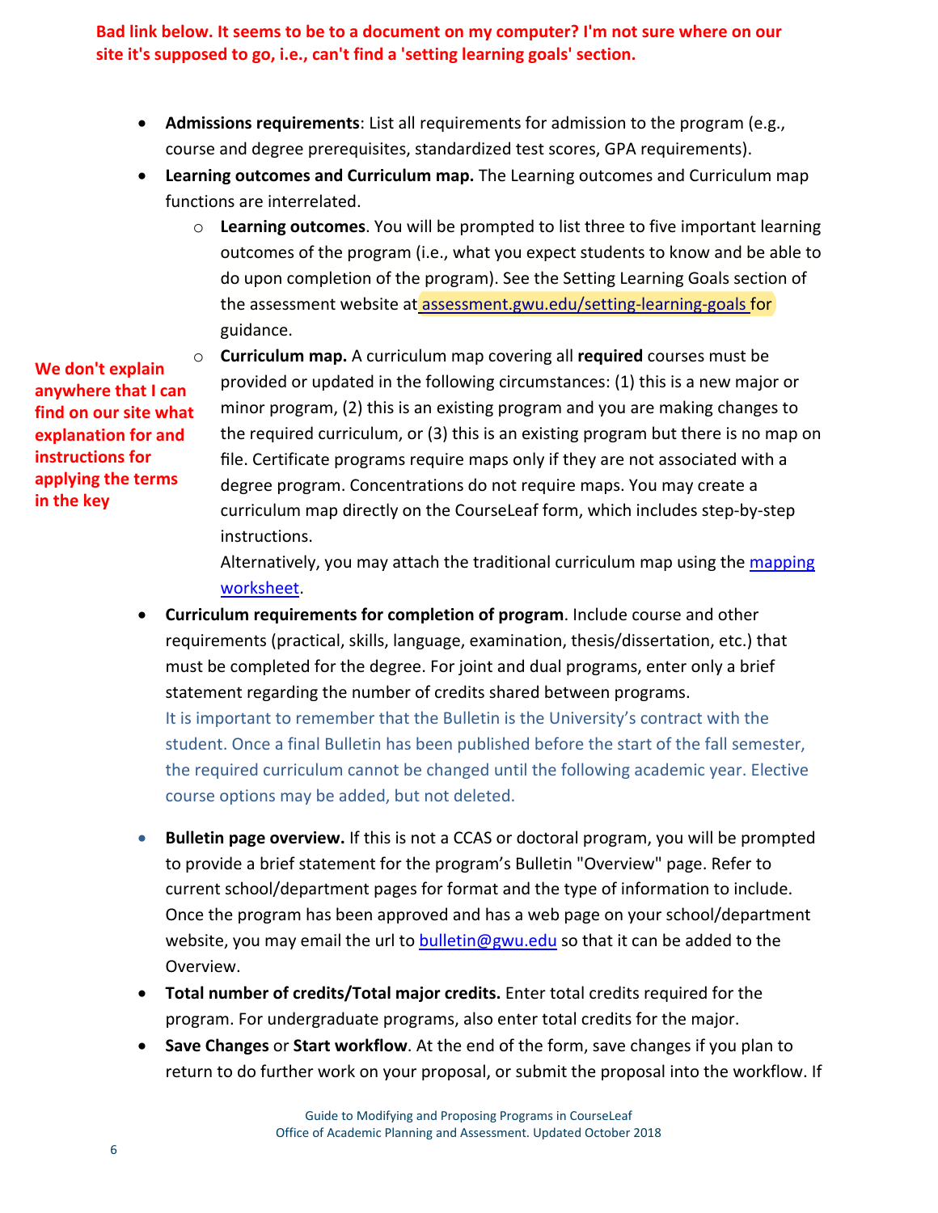Bad link below. It seems to be to a document on my computer? I'm not sure where on our site it's supposed to go, i.e., can't find a 'setting learning goals' section.

- **Admissions requirements**: List all requirements for admission to the program (e.g., course and degree prerequisites, standardized test scores, GPA requirements).
- **Learning outcomes and Curriculum map.** The Learning outcomes and Curriculum map functions are interrelated.
  - **Learning outcomes**. You will be prompted to list three to five important learning outcomes of the program (i.e., what you expect students to know and be able to do upon completion of the program). See the Setting Learning Goals section of the assessment website at assessment.gwu.edu/setting-learning-goals for guidance.
  - **Curriculum map.** A curriculum map covering all **required** courses must be provided or updated in the following circumstances: (1) this is a new major or minor program, (2) this is an existing program and you are making changes to the required curriculum, or (3) this is an existing program but there is no map on file. Certificate programs require maps only if they are not associated with a degree program. Concentrations do not require maps. You may create a curriculum map directly on the CourseLeaf form, which includes step-by-step instructions.

    Alternatively, you may attach the traditional curriculum map using the mapping worksheet.

We don't explain anywhere that I can find on our site what explanation for and instructions for applying the terms in the key

- **Curriculum requirements for completion of program**. Include course and other requirements (practical, skills, language, examination, thesis/dissertation, etc.) that must be completed for the degree. For joint and dual programs, enter only a brief statement regarding the number of credits shared between programs.

  It is important to remember that the Bulletin is the University's contract with the student. Once a final Bulletin has been published before the start of the fall semester, the required curriculum cannot be changed until the following academic year. Elective course options may be added, but not deleted.

- **Bulletin page overview.** If this is not a CCAS or doctoral program, you will be prompted to provide a brief statement for the program's Bulletin "Overview" page. Refer to current school/department pages for format and the type of information to include. Once the program has been approved and has a web page on your school/department website, you may email the url to bulletin@gwu.edu so that it can be added to the Overview.
- **Total number of credits/Total major credits.** Enter total credits required for the program. For undergraduate programs, also enter total credits for the major.
- **Save Changes** or **Start workflow**. At the end of the form, save changes if you plan to return to do further work on your proposal, or submit the proposal into the workflow. If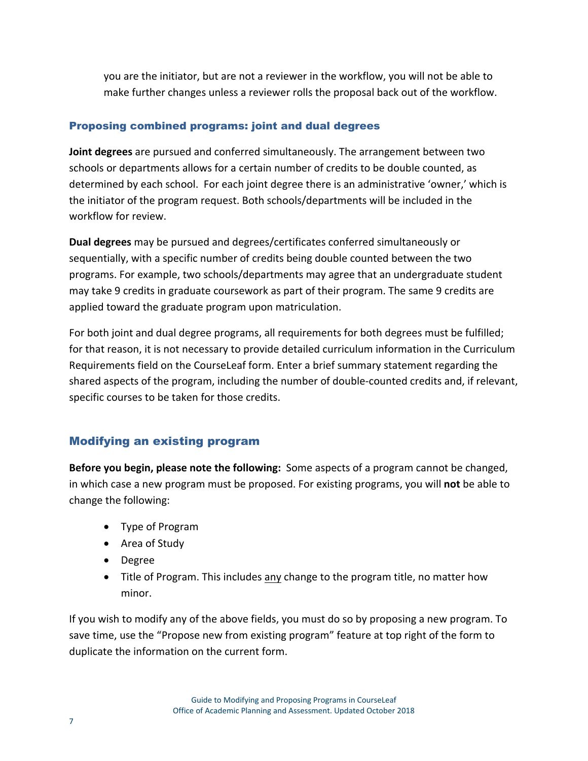you are the initiator, but are not a reviewer in the workflow, you will not be able to make further changes unless a reviewer rolls the proposal back out of the workflow.

### Proposing combined programs: joint and dual degrees

**Joint degrees** are pursued and conferred simultaneously. The arrangement between two schools or departments allows for a certain number of credits to be double counted, as determined by each school. For each joint degree there is an administrative 'owner,' which is the initiator of the program request. Both schools/departments will be included in the workflow for review.

**Dual degrees** may be pursued and degrees/certificates conferred simultaneously or sequentially, with a specific number of credits being double counted between the two programs. For example, two schools/departments may agree that an undergraduate student may take 9 credits in graduate coursework as part of their program. The same 9 credits are applied toward the graduate program upon matriculation.

For both joint and dual degree programs, all requirements for both degrees must be fulfilled; for that reason, it is not necessary to provide detailed curriculum information in the Curriculum Requirements field on the CourseLeaf form. Enter a brief summary statement regarding the shared aspects of the program, including the number of double-counted credits and, if relevant, specific courses to be taken for those credits.

## Modifying an existing program

**Before you begin, please note the following:** Some aspects of a program cannot be changed, in which case a new program must be proposed. For existing programs, you will **not** be able to change the following:

- Type of Program
- Area of Study
- Degree
- Title of Program. This includes <u>any</u> change to the program title, no matter how minor.

If you wish to modify any of the above fields, you must do so by proposing a new program. To save time, use the "Propose new from existing program" feature at top right of the form to duplicate the information on the current form.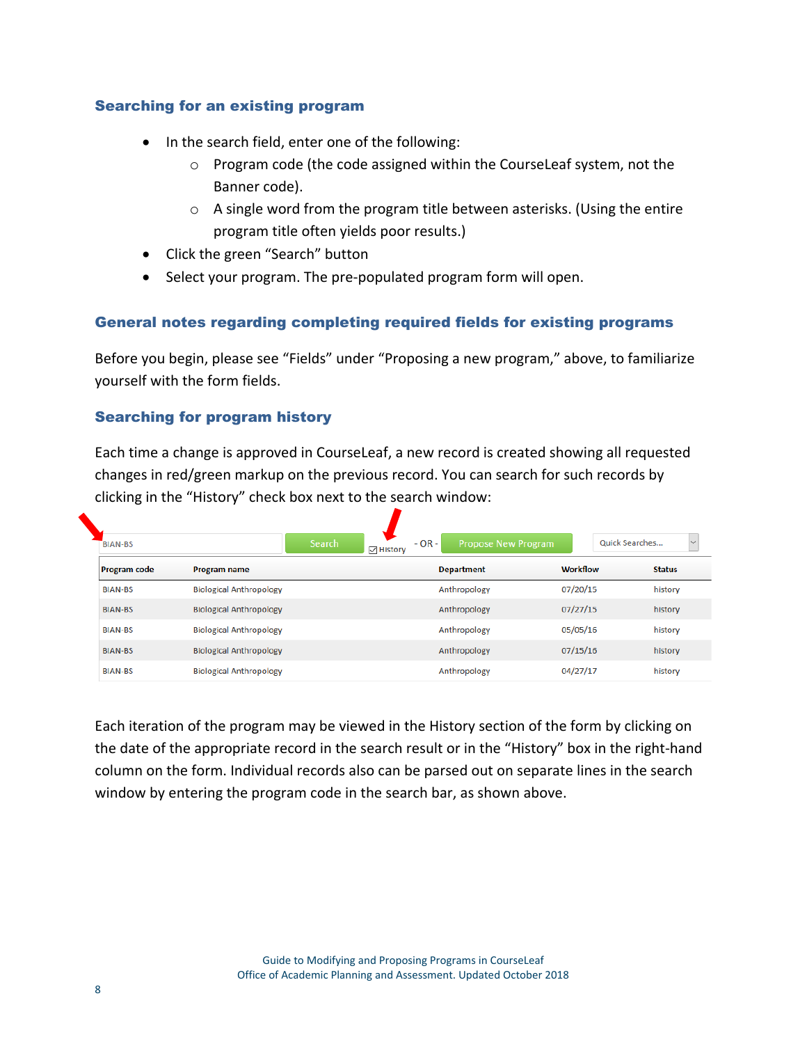### Searching for an existing program

- In the search field, enter one of the following:
  - Program code (the code assigned within the CourseLeaf system, not the Banner code).
  - A single word from the program title between asterisks. (Using the entire program title often yields poor results.)
- Click the green "Search" button
- Select your program. The pre-populated program form will open.

### General notes regarding completing required fields for existing programs

Before you begin, please see "Fields" under "Proposing a new program," above, to familiarize yourself with the form fields.

### Searching for program history

Each time a change is approved in CourseLeaf, a new record is created showing all requested changes in red/green markup on the previous record. You can search for such records by clicking in the "History" check box next to the search window:

BIAN-BS | Search | ☑ History | - OR - | Propose New Program | Quick Searches...

| Program code | Program name | Department | Workflow | Status |
| --- | --- | --- | --- | --- |
| BIAN-BS | Biological Anthropology | Anthropology | 07/20/15 | history |
| BIAN-BS | Biological Anthropology | Anthropology | 07/27/15 | history |
| BIAN-BS | Biological Anthropology | Anthropology | 05/05/16 | history |
| BIAN-BS | Biological Anthropology | Anthropology | 07/15/16 | history |
| BIAN-BS | Biological Anthropology | Anthropology | 04/27/17 | history |

Each iteration of the program may be viewed in the History section of the form by clicking on the date of the appropriate record in the search result or in the "History" box in the right-hand column on the form. Individual records also can be parsed out on separate lines in the search window by entering the program code in the search bar, as shown above.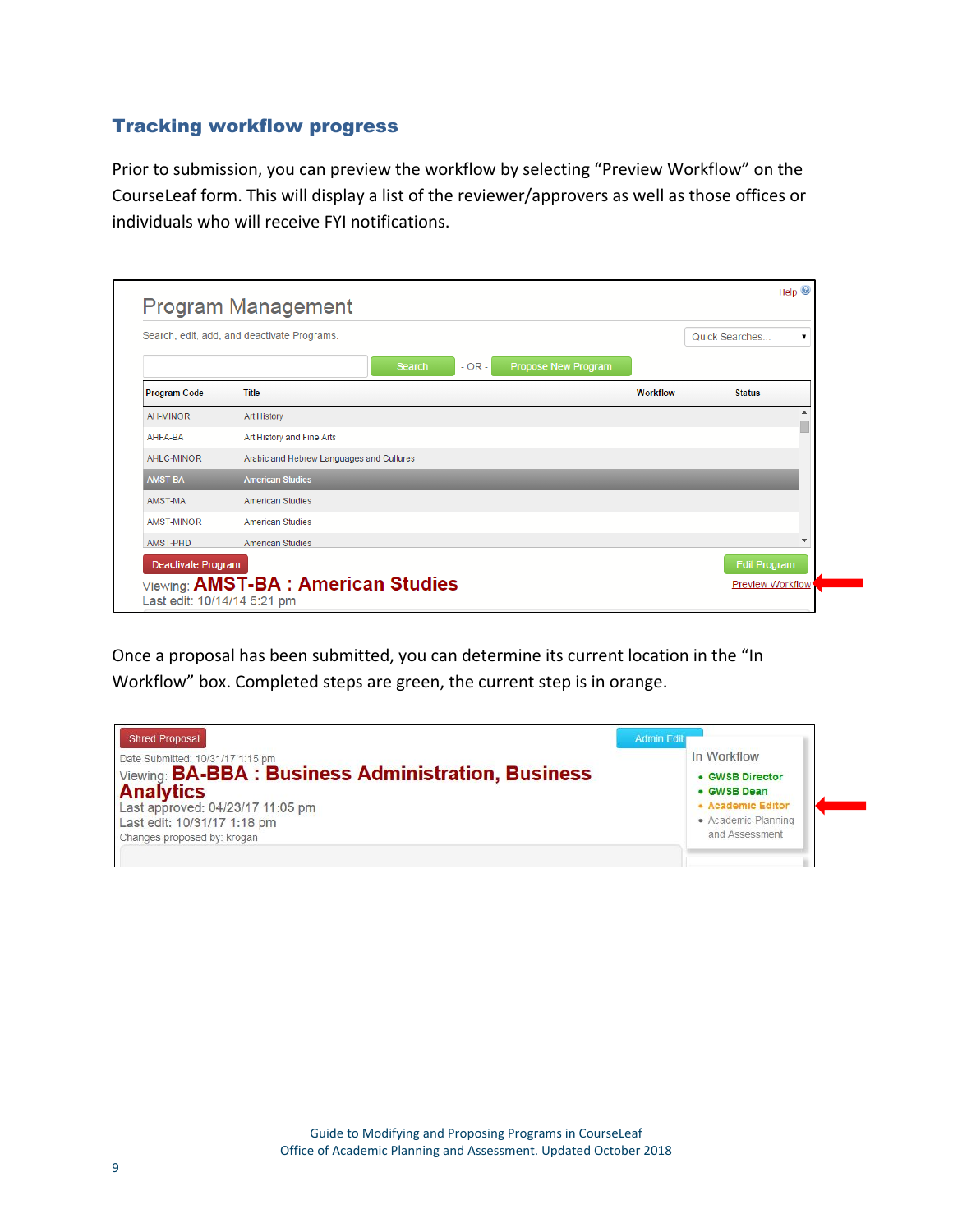## Tracking workflow progress

Prior to submission, you can preview the workflow by selecting “Preview Workflow” on the CourseLeaf form. This will display a list of the reviewer/approvers as well as those offices or individuals who will receive FYI notifications.

Once a proposal has been submitted, you can determine its current location in the “In Workflow” box. Completed steps are green, the current step is in orange.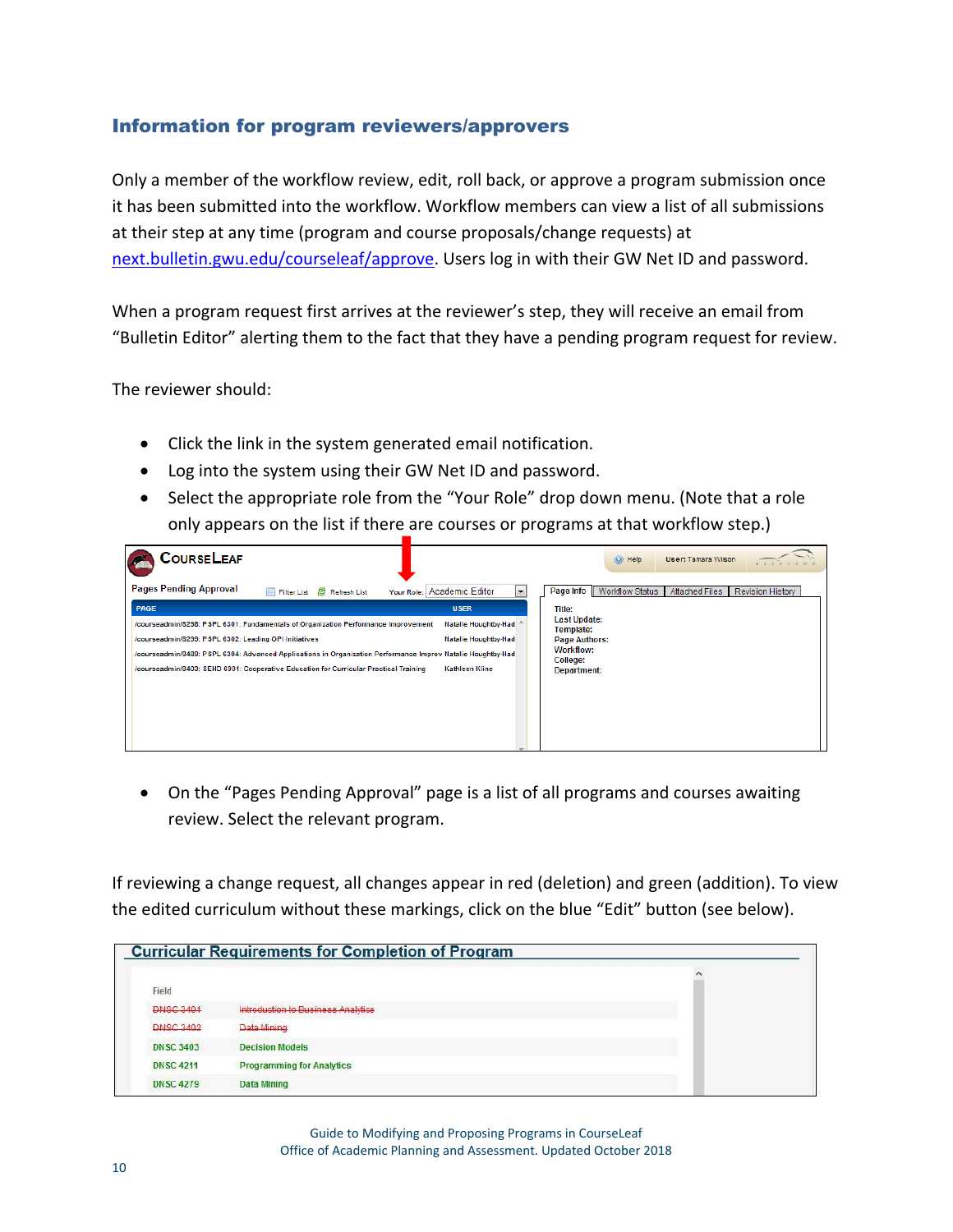## Information for program reviewers/approvers

Only a member of the workflow review, edit, roll back, or approve a program submission once it has been submitted into the workflow. Workflow members can view a list of all submissions at their step at any time (program and course proposals/change requests) at [next.bulletin.gwu.edu/courseleaf/approve](next.bulletin.gwu.edu/courseleaf/approve). Users log in with their GW Net ID and password.

When a program request first arrives at the reviewer's step, they will receive an email from "Bulletin Editor" alerting them to the fact that they have a pending program request for review.

The reviewer should:

- Click the link in the system generated email notification.
- Log into the system using their GW Net ID and password.
- Select the appropriate role from the "Your Role" drop down menu. (Note that a role only appears on the list if there are courses or programs at that workflow step.)

- On the "Pages Pending Approval" page is a list of all programs and courses awaiting review. Select the relevant program.

If reviewing a change request, all changes appear in red (deletion) and green (addition). To view the edited curriculum without these markings, click on the blue "Edit" button (see below).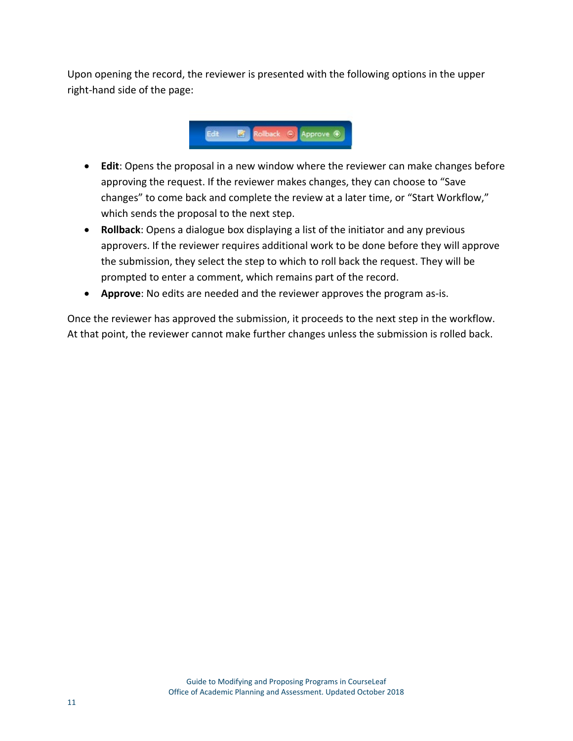Upon opening the record, the reviewer is presented with the following options in the upper right-hand side of the page:

- **Edit**: Opens the proposal in a new window where the reviewer can make changes before approving the request. If the reviewer makes changes, they can choose to “Save changes” to come back and complete the review at a later time, or “Start Workflow,” which sends the proposal to the next step.
- **Rollback**: Opens a dialogue box displaying a list of the initiator and any previous approvers. If the reviewer requires additional work to be done before they will approve the submission, they select the step to which to roll back the request. They will be prompted to enter a comment, which remains part of the record.
- **Approve**: No edits are needed and the reviewer approves the program as-is.

Once the reviewer has approved the submission, it proceeds to the next step in the workflow. At that point, the reviewer cannot make further changes unless the submission is rolled back.